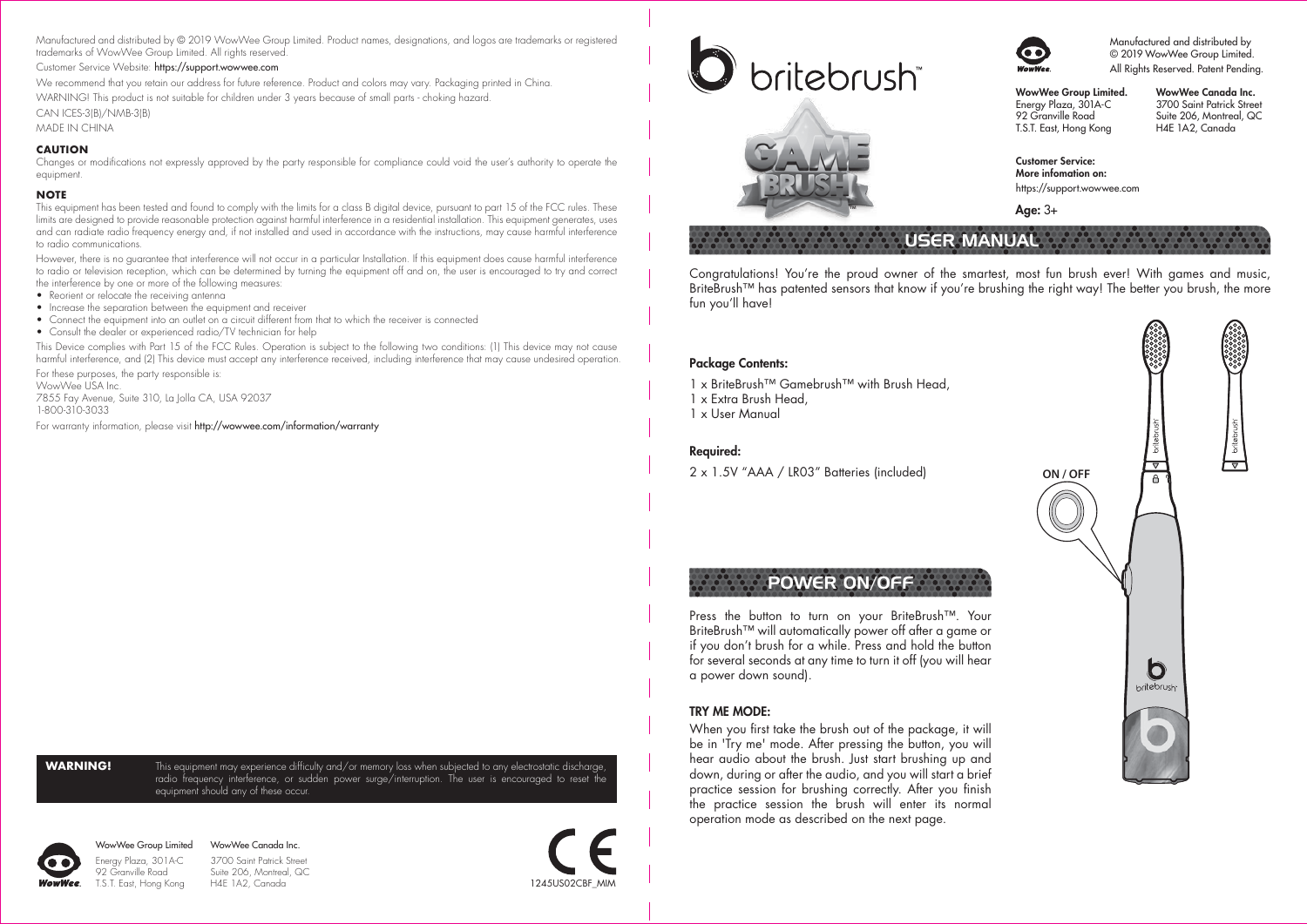Manufactured and distributed by © 2019 WowWee Group Limited. Product names, designations, and logos are trademarks or registered trademarks of WowWee Group Limited. All rights reserved.

Customer Service Website: https://support.wowwee.com

We recommend that you retain our address for future reference. Product and colors may vary. Packaging printed in China.

WARNING! This product is not suitable for children under 3 years because of small parts - choking hazard.

CAN ICES-3(B)/NMB-3(B)

MADE IN CHINA

**CAUTION**

Changes or modifications not expressly approved by the party responsible for compliance could void the user's authority to operate the equipment.

**NOTE**

This equipment has been tested and found to comply with the limits for a class B digital device, pursuant to part 15 of the FCC rules. These limits are designed to provide reasonable protection against harmful interference in a residential installation. This equipment generates, uses and can radiate radio frequency energy and, if not installed and used in accordance with the instructions, may cause harmful interference to radio communications.

However, there is no guarantee that interference will not occur in a particular Installation. If this equipment does cause harmful interference to radio or television reception, which can be determined by turning the equipment off and on, the user is encouraged to try and correct the interference by one or more of the following measures:

- Reorient or relocate the receiving antenna
- Increase the separation between the equipment and receiver
- Connect the equipment into an outlet on a circuit different from that to which the receiver is connected
- Consult the dealer or experienced radio/TV technician for help

This Device complies with Part 15 of the FCC Rules. Operation is subject to the following two conditions: (1) This device may not cause harmful interference, and (2) This device must accept any interference received, including interference that may cause undesired operation.

For these purposes, the party responsible is:
WowWee USA Inc.
7855 Fay Avenue, Suite 310, La Jolla CA, USA 92037
1-800-310-3033

For warranty information, please visit http://wowwee.com/information/warranty

**WARNING!** This equipment may experience difficulty and/or memory loss when subjected to any electrostatic discharge, radio frequency interference, or sudden power surge/interruption. The user is encouraged to reset the equipment should any of these occur.

WowWee Group Limited
Energy Plaza, 301A-C
92 Granville Road
T.S.T. East, Hong Kong

WowWee Canada Inc.
3700 Saint Patrick Street
Suite 206, Montreal, QC
H4E 1A2, Canada

1245US02CBF_MIM

# britebrush™ GAME BRUSH™

Manufactured and distributed by
© 2019 WowWee Group Limited.
All Rights Reserved. Patent Pending.

**WowWee Group Limited.**
Energy Plaza, 301A-C
92 Granville Road
T.S.T. East, Hong Kong

**WowWee Canada Inc.**
3700 Saint Patrick Street
Suite 206, Montreal, QC
H4E 1A2, Canada

**Customer Service:**
**More infomation on:**
https://support.wowwee.com

**Age:** 3+

## USER MANUAL

Congratulations! You're the proud owner of the smartest, most fun brush ever! With games and music, BriteBrush™ has patented sensors that know if you're brushing the right way! The better you brush, the more fun you'll have!

**Package Contents:**

1 x BriteBrush™ Gamebrush™ with Brush Head,
1 x Extra Brush Head,
1 x User Manual

**Required:**

2 x 1.5V "AAA / LR03" Batteries (included)

ON / OFF

## POWER ON/OFF

Press the button to turn on your BriteBrush™. Your BriteBrush™ will automatically power off after a game or if you don't brush for a while. Press and hold the button for several seconds at any time to turn it off (you will hear a power down sound).

**TRY ME MODE:**

When you first take the brush out of the package, it will be in 'Try me' mode. After pressing the button, you will hear audio about the brush. Just start brushing up and down, during or after the audio, and you will start a brief practice session for brushing correctly. After you finish the practice session the brush will enter its normal operation mode as described on the next page.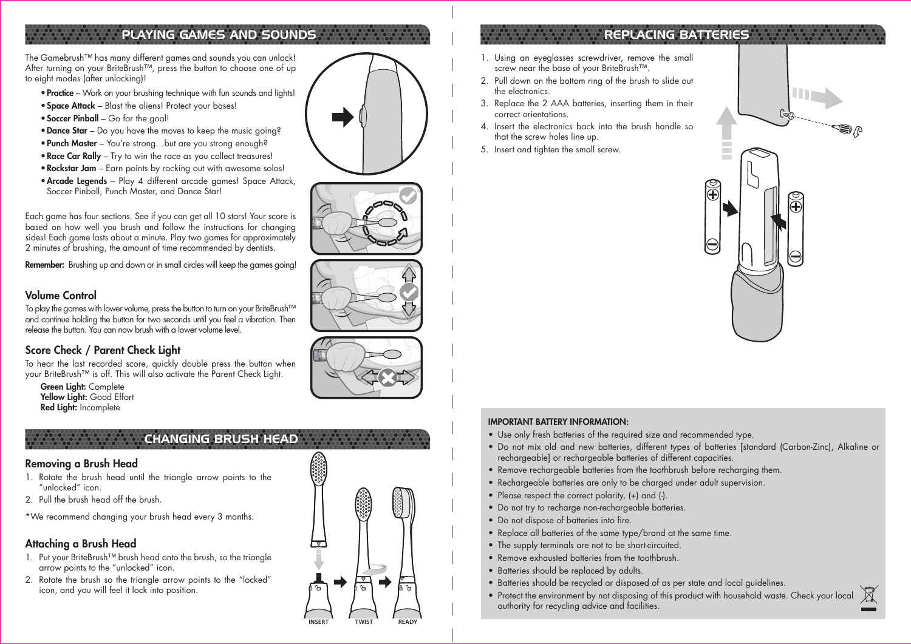## PLAYING GAMES AND SOUNDS

The Gamebrush™ has many different games and sounds you can unlock! After turning on your BriteBrush™, press the button to choose one of up to eight modes (after unlocking)!

- **Practice** – Work on your brushing technique with fun sounds and lights!
- **Space Attack** – Blast the aliens! Protect your bases!
- **Soccer Pinball** – Go for the goal!
- **Dance Star** – Do you have the moves to keep the music going?
- **Punch Master** – You're strong…but are you strong enough?
- **Race Car Rally** – Try to win the race as you collect treasures!
- **Rockstar Jam** – Earn points by rocking out with awesome solos!
- **Arcade Legends** – Play 4 different arcade games! Space Attack, Soccer Pinball, Punch Master, and Dance Star!

Each game has four sections. See if you can get all 10 stars! Your score is based on how well you brush and follow the instructions for changing sides! Each game lasts about a minute. Play two games for approximately 2 minutes of brushing, the amount of time recommended by dentists.

**Remember:** Brushing up and down or in small circles will keep the games going!

### Volume Control

To play the games with lower volume, press the button to turn on your BriteBrush™ and continue holding the button for two seconds until you feel a vibration. Then release the button. You can now brush with a lower volume level.

### Score Check / Parent Check Light

To hear the last recorded score, quickly double press the button when your BriteBrush™ is off. This will also activate the Parent Check Light.

**Green Light:** Complete
**Yellow Light:** Good Effort
**Red Light:** Incomplete

## CHANGING BRUSH HEAD

### Removing a Brush Head

1. Rotate the brush head until the triangle arrow points to the "unlocked" icon.
2. Pull the brush head off the brush.

*We recommend changing your brush head every 3 months.

### Attaching a Brush Head

1. Put your BriteBrush™ brush head onto the brush, so the triangle arrow points to the "unlocked" icon.
2. Rotate the brush so the triangle arrow points to the "locked" icon, and you will feel it lock into position.

INSERT TWIST READY

## REPLACING BATTERIES

1. Using an eyeglasses screwdriver, remove the small screw near the base of your BriteBrush™.
2. Pull down on the bottom ring of the brush to slide out the electronics.
3. Replace the 2 AAA batteries, inserting them in their correct orientations.
4. Insert the electronics back into the brush handle so that the screw holes line up.
5. Insert and tighten the small screw.

**IMPORTANT BATTERY INFORMATION:**

- Use only fresh batteries of the required size and recommended type.
- Do not mix old and new batteries, different types of batteries [standard (Carbon-Zinc), Alkaline or rechargeable] or rechargeable batteries of different capacities.
- Remove rechargeable batteries from the toothbrush before recharging them.
- Rechargeable batteries are only to be charged under adult supervision.
- Please respect the correct polarity, (+) and (-).
- Do not try to recharge non-rechargeable batteries.
- Do not dispose of batteries into fire.
- Replace all batteries of the same type/brand at the same time.
- The supply terminals are not to be short-circuited.
- Remove exhausted batteries from the toothbrush.
- Batteries should be replaced by adults.
- Batteries should be recycled or disposed of as per state and local guidelines.
- Protect the environment by not disposing of this product with household waste. Check your local authority for recycling advice and facilities.